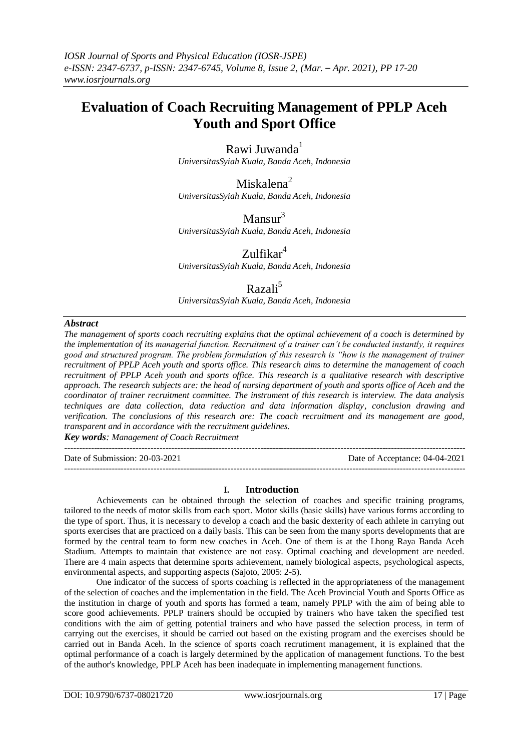# Evaluation of Coach Recruiting Management of PPLP Aceh Youth and Sport Office

Rawi Juwanda[1]
*UniversitasSyiah Kuala, Banda Aceh, Indonesia*

Miskalena[2]
*UniversitasSyiah Kuala, Banda Aceh, Indonesia*

Mansur[3]
*UniversitasSyiah Kuala, Banda Aceh, Indonesia*

Zulfikar[4]
*UniversitasSyiah Kuala, Banda Aceh, Indonesia*

Razali[5]
*UniversitasSyiah Kuala, Banda Aceh, Indonesia*

## *Abstract*

*The management of sports coach recruiting explains that the optimal achievement of a coach is determined by the implementation of its managerial function. Recruitment of a trainer can't be conducted instantly, it requires good and structured program. The problem formulation of this research is "how is the management of trainer recruitment of PPLP Aceh youth and sports office. This research aims to determine the management of coach recruitment of PPLP Aceh youth and sports office. This research is a qualitative research with descriptive approach. The research subjects are: the head of nursing department of youth and sports office of Aceh and the coordinator of trainer recruitment committee. The instrument of this research is interview. The data analysis techniques are data collection, data reduction and data information display, conclusion drawing and verification. The conclusions of this research are: The coach recruitment and its management are good, transparent and in accordance with the recruitment guidelines.*

***Key words**: Management of Coach Recruitment*

---

Date of Submission: 20-03-2021 | Date of Acceptance: 04-04-2021

---

## I. Introduction

Achievements can be obtained through the selection of coaches and specific training programs, tailored to the needs of motor skills from each sport. Motor skills (basic skills) have various forms according to the type of sport. Thus, it is necessary to develop a coach and the basic dexterity of each athlete in carrying out sports exercises that are practiced on a daily basis. This can be seen from the many sports developments that are formed by the central team to form new coaches in Aceh. One of them is at the Lhong Raya Banda Aceh Stadium. Attempts to maintain that existence are not easy. Optimal coaching and development are needed. There are 4 main aspects that determine sports achievement, namely biological aspects, psychological aspects, environmental aspects, and supporting aspects (Sajoto, 2005: 2-5).

One indicator of the success of sports coaching is reflected in the appropriateness of the management of the selection of coaches and the implementation in the field. The Aceh Provincial Youth and Sports Office as the institution in charge of youth and sports has formed a team, namely PPLP with the aim of being able to score good achievements. PPLP trainers should be occupied by trainers who have taken the specified test conditions with the aim of getting potential trainers and who have passed the selection process, in term of carrying out the exercises, it should be carried out based on the existing program and the exercises should be carried out in Banda Aceh. In the science of sports coach recrutiment management, it is explained that the optimal performance of a coach is largely determined by the application of management functions. To the best of the author's knowledge, PPLP Aceh has been inadequate in implementing management functions.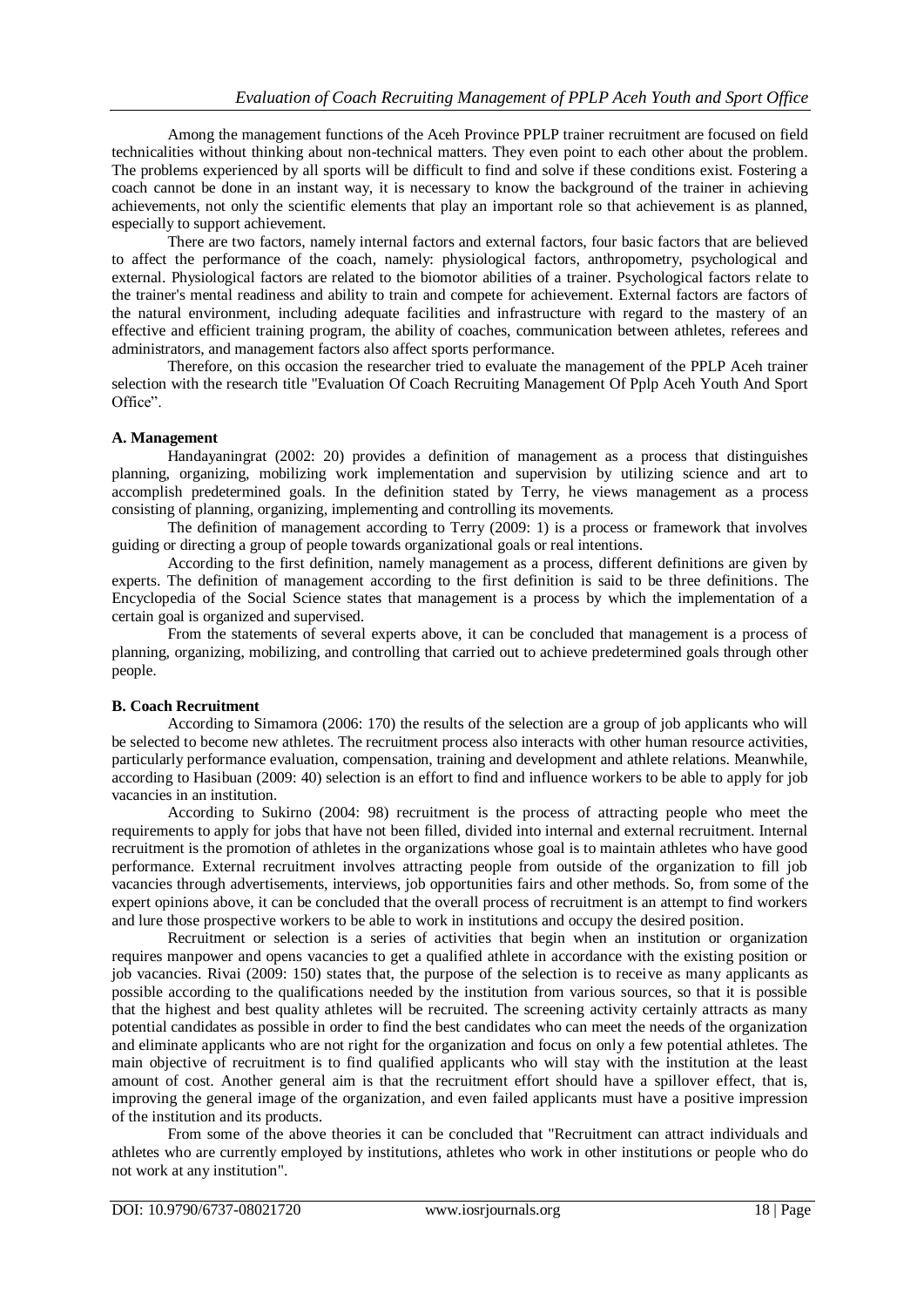Among the management functions of the Aceh Province PPLP trainer recruitment are focused on field technicalities without thinking about non-technical matters. They even point to each other about the problem. The problems experienced by all sports will be difficult to find and solve if these conditions exist. Fostering a coach cannot be done in an instant way, it is necessary to know the background of the trainer in achieving achievements, not only the scientific elements that play an important role so that achievement is as planned, especially to support achievement.

There are two factors, namely internal factors and external factors, four basic factors that are believed to affect the performance of the coach, namely: physiological factors, anthropometry, psychological and external. Physiological factors are related to the biomotor abilities of a trainer. Psychological factors relate to the trainer's mental readiness and ability to train and compete for achievement. External factors are factors of the natural environment, including adequate facilities and infrastructure with regard to the mastery of an effective and efficient training program, the ability of coaches, communication between athletes, referees and administrators, and management factors also affect sports performance.

Therefore, on this occasion the researcher tried to evaluate the management of the PPLP Aceh trainer selection with the research title "Evaluation Of Coach Recruiting Management Of Pplp Aceh Youth And Sport Office".

### A. Management

Handayaningrat (2002: 20) provides a definition of management as a process that distinguishes planning, organizing, mobilizing work implementation and supervision by utilizing science and art to accomplish predetermined goals. In the definition stated by Terry, he views management as a process consisting of planning, organizing, implementing and controlling its movements.

The definition of management according to Terry (2009: 1) is a process or framework that involves guiding or directing a group of people towards organizational goals or real intentions.

According to the first definition, namely management as a process, different definitions are given by experts. The definition of management according to the first definition is said to be three definitions. The Encyclopedia of the Social Science states that management is a process by which the implementation of a certain goal is organized and supervised.

From the statements of several experts above, it can be concluded that management is a process of planning, organizing, mobilizing, and controlling that carried out to achieve predetermined goals through other people.

### B. Coach Recruitment

According to Simamora (2006: 170) the results of the selection are a group of job applicants who will be selected to become new athletes. The recruitment process also interacts with other human resource activities, particularly performance evaluation, compensation, training and development and athlete relations. Meanwhile, according to Hasibuan (2009: 40) selection is an effort to find and influence workers to be able to apply for job vacancies in an institution.

According to Sukirno (2004: 98) recruitment is the process of attracting people who meet the requirements to apply for jobs that have not been filled, divided into internal and external recruitment. Internal recruitment is the promotion of athletes in the organizations whose goal is to maintain athletes who have good performance. External recruitment involves attracting people from outside of the organization to fill job vacancies through advertisements, interviews, job opportunities fairs and other methods. So, from some of the expert opinions above, it can be concluded that the overall process of recruitment is an attempt to find workers and lure those prospective workers to be able to work in institutions and occupy the desired position.

Recruitment or selection is a series of activities that begin when an institution or organization requires manpower and opens vacancies to get a qualified athlete in accordance with the existing position or job vacancies. Rivai (2009: 150) states that, the purpose of the selection is to receive as many applicants as possible according to the qualifications needed by the institution from various sources, so that it is possible that the highest and best quality athletes will be recruited. The screening activity certainly attracts as many potential candidates as possible in order to find the best candidates who can meet the needs of the organization and eliminate applicants who are not right for the organization and focus on only a few potential athletes. The main objective of recruitment is to find qualified applicants who will stay with the institution at the least amount of cost. Another general aim is that the recruitment effort should have a spillover effect, that is, improving the general image of the organization, and even failed applicants must have a positive impression of the institution and its products.

From some of the above theories it can be concluded that "Recruitment can attract individuals and athletes who are currently employed by institutions, athletes who work in other institutions or people who do not work at any institution".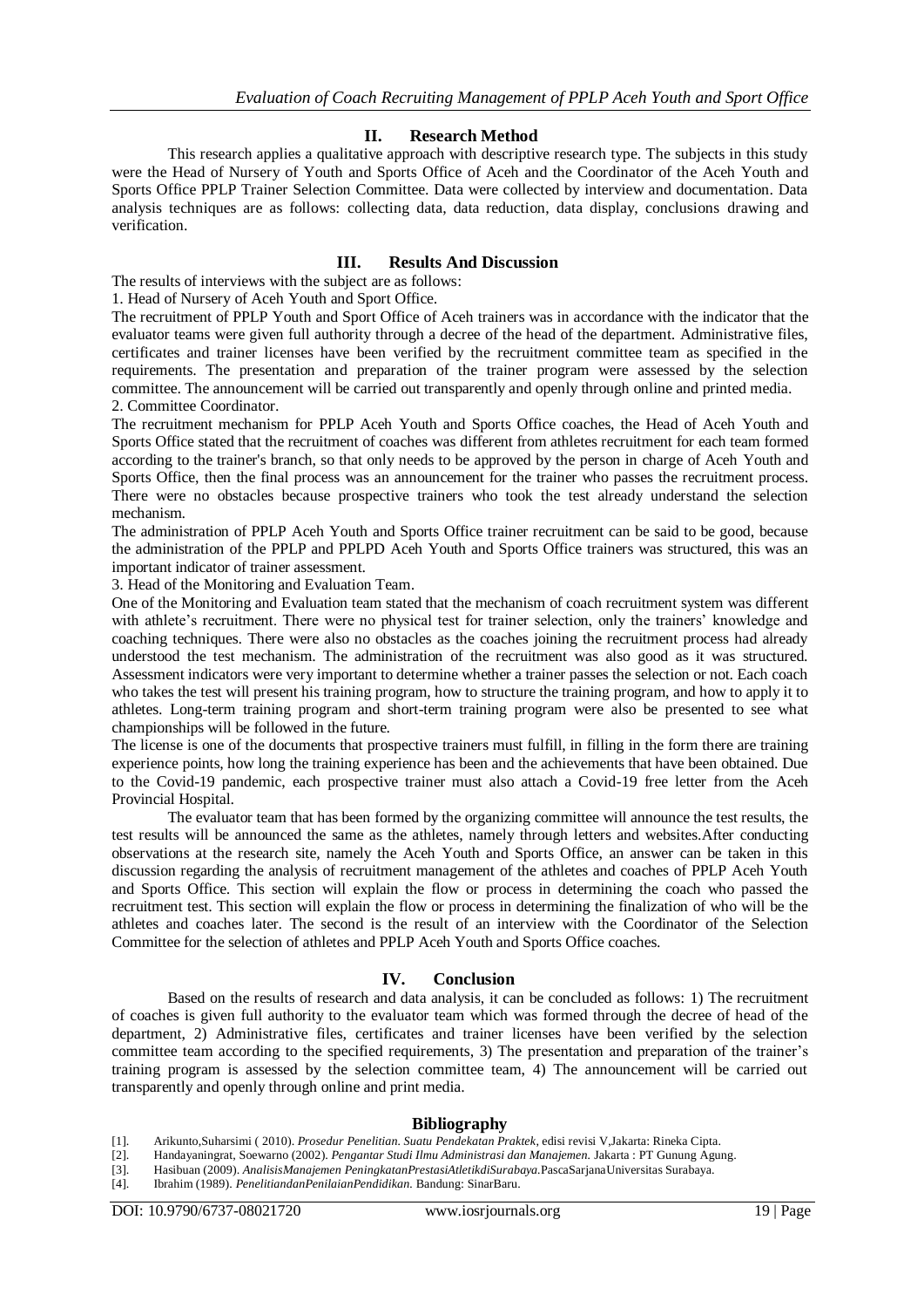## II. Research Method

This research applies a qualitative approach with descriptive research type. The subjects in this study were the Head of Nursery of Youth and Sports Office of Aceh and the Coordinator of the Aceh Youth and Sports Office PPLP Trainer Selection Committee. Data were collected by interview and documentation. Data analysis techniques are as follows: collecting data, data reduction, data display, conclusions drawing and verification.

## III. Results And Discussion

The results of interviews with the subject are as follows:

1. Head of Nursery of Aceh Youth and Sport Office.

The recruitment of PPLP Youth and Sport Office of Aceh trainers was in accordance with the indicator that the evaluator teams were given full authority through a decree of the head of the department. Administrative files, certificates and trainer licenses have been verified by the recruitment committee team as specified in the requirements. The presentation and preparation of the trainer program were assessed by the selection committee. The announcement will be carried out transparently and openly through online and printed media.

2. Committee Coordinator.

The recruitment mechanism for PPLP Aceh Youth and Sports Office coaches, the Head of Aceh Youth and Sports Office stated that the recruitment of coaches was different from athletes recruitment for each team formed according to the trainer's branch, so that only needs to be approved by the person in charge of Aceh Youth and Sports Office, then the final process was an announcement for the trainer who passes the recruitment process. There were no obstacles because prospective trainers who took the test already understand the selection mechanism.

The administration of PPLP Aceh Youth and Sports Office trainer recruitment can be said to be good, because the administration of the PPLP and PPLPD Aceh Youth and Sports Office trainers was structured, this was an important indicator of trainer assessment.

3. Head of the Monitoring and Evaluation Team.

One of the Monitoring and Evaluation team stated that the mechanism of coach recruitment system was different with athlete's recruitment. There were no physical test for trainer selection, only the trainers' knowledge and coaching techniques. There were also no obstacles as the coaches joining the recruitment process had already understood the test mechanism. The administration of the recruitment was also good as it was structured. Assessment indicators were very important to determine whether a trainer passes the selection or not. Each coach who takes the test will present his training program, how to structure the training program, and how to apply it to athletes. Long-term training program and short-term training program were also be presented to see what championships will be followed in the future.

The license is one of the documents that prospective trainers must fulfill, in filling in the form there are training experience points, how long the training experience has been and the achievements that have been obtained. Due to the Covid-19 pandemic, each prospective trainer must also attach a Covid-19 free letter from the Aceh Provincial Hospital.

The evaluator team that has been formed by the organizing committee will announce the test results, the test results will be announced the same as the athletes, namely through letters and websites.After conducting observations at the research site, namely the Aceh Youth and Sports Office, an answer can be taken in this discussion regarding the analysis of recruitment management of the athletes and coaches of PPLP Aceh Youth and Sports Office. This section will explain the flow or process in determining the coach who passed the recruitment test. This section will explain the flow or process in determining the finalization of who will be the athletes and coaches later. The second is the result of an interview with the Coordinator of the Selection Committee for the selection of athletes and PPLP Aceh Youth and Sports Office coaches.

## IV. Conclusion

Based on the results of research and data analysis, it can be concluded as follows: 1) The recruitment of coaches is given full authority to the evaluator team which was formed through the decree of head of the department, 2) Administrative files, certificates and trainer licenses have been verified by the selection committee team according to the specified requirements, 3) The presentation and preparation of the trainer's training program is assessed by the selection committee team, 4) The announcement will be carried out transparently and openly through online and print media.

## Bibliography

[1]. Arikunto,Suharsimi ( 2010). *Prosedur Penelitian. Suatu Pendekatan Praktek*, edisi revisi V,Jakarta: Rineka Cipta.

[2]. Handayaningrat, Soewarno (2002). *Pengantar Studi Ilmu Administrasi dan Manajemen.* Jakarta : PT Gunung Agung.

[3]. Hasibuan (2009). *AnalisisManajemen PeningkatanPrestasiAtletikdiSurabaya.*PascaSarjanaUniversitas Surabaya.

[4]. Ibrahim (1989). *PenelitiandanPenilaianPendidikan.* Bandung: SinarBaru.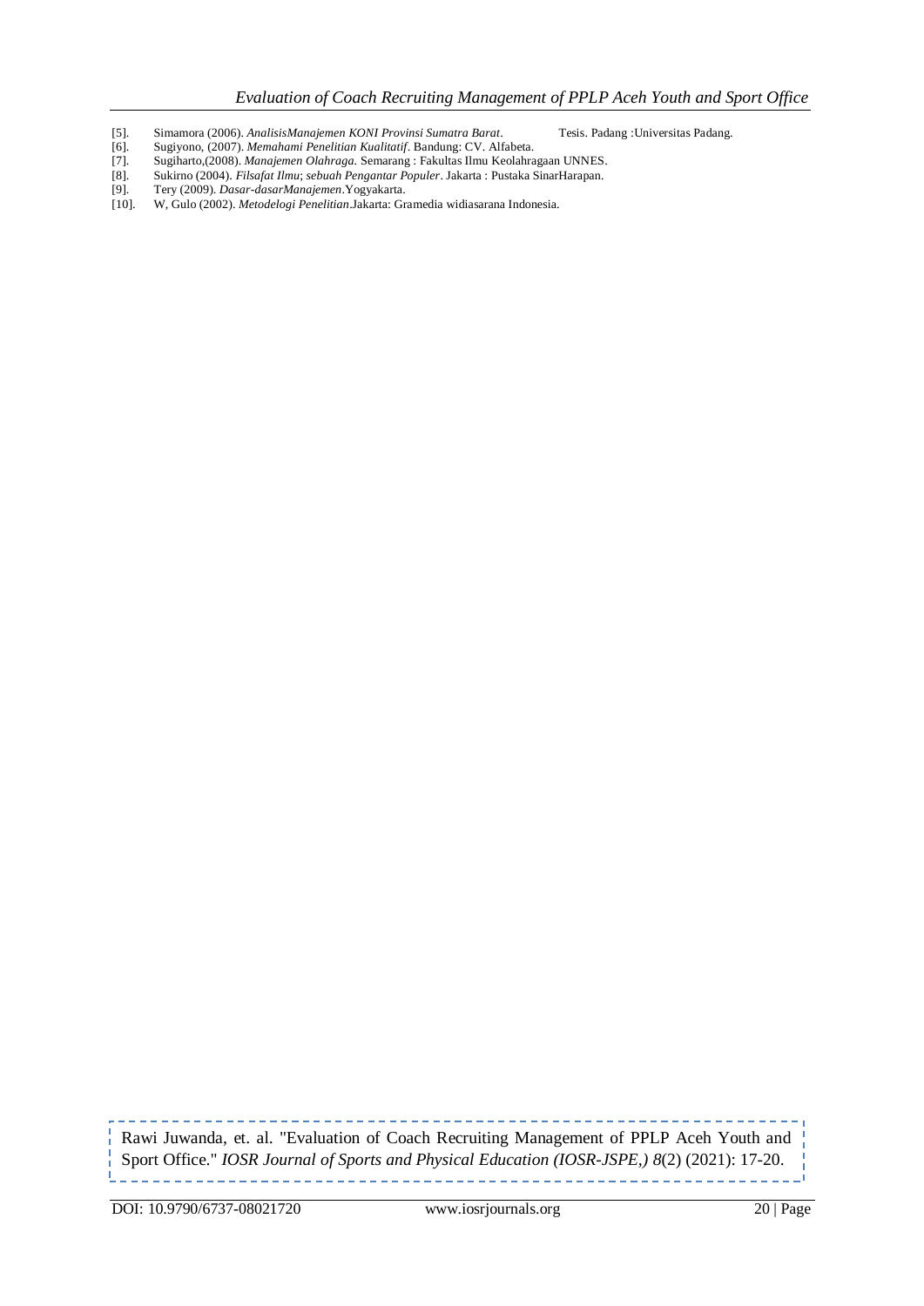[5]. Simamora (2006). *AnalisisManajemen KONI Provinsi Sumatra Barat*. Tesis. Padang :Universitas Padang.
[6]. Sugiyono, (2007). *Memahami Penelitian Kualitatif*. Bandung: CV. Alfabeta.
[7]. Sugiharto,(2008). *Manajemen Olahraga.* Semarang : Fakultas Ilmu Keolahragaan UNNES.
[8]. Sukirno (2004). *Filsafat Ilmu; sebuah Pengantar Populer*. Jakarta : Pustaka SinarHarapan.
[9]. Tery (2009). *Dasar-dasarManajemen*.Yogyakarta.
[10]. W, Gulo (2002). *Metodelogi Penelitian*.Jakarta: Gramedia widiasarana Indonesia.

Rawi Juwanda, et. al. "Evaluation of Coach Recruiting Management of PPLP Aceh Youth and Sport Office." *IOSR Journal of Sports and Physical Education (IOSR-JSPE,) 8*(2) (2021): 17-20.